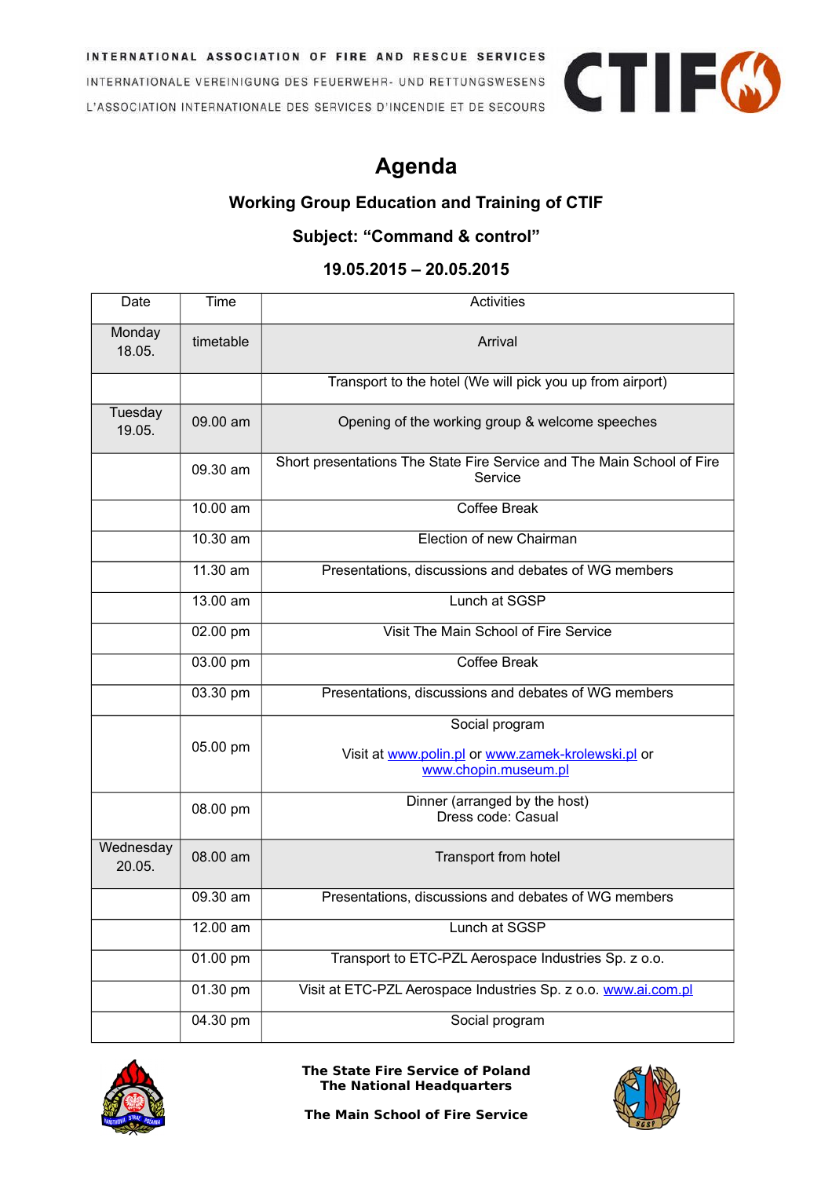INTERNATIONAL ASSOCIATION OF FIRE AND RESCUE SERVICES
INTERNATIONALE VEREINIGUNG DES FEUERWEHR- UND RETTUNGSWESENS
L'ASSOCIATION INTERNATIONALE DES SERVICES D'INCENDIE ET DE SECOURS

CTIF

# Agenda

## Working Group Education and Training of CTIF

## Subject: "Command & control"

## 19.05.2015 – 20.05.2015

| Date | Time | Activities |
|---|---|---|
| Monday 18.05. | timetable | Arrival |
| | | Transport to the hotel (We will pick you up from airport) |
| Tuesday 19.05. | 09.00 am | Opening of the working group & welcome speeches |
| | 09.30 am | Short presentations The State Fire Service and The Main School of Fire Service |
| | 10.00 am | Coffee Break |
| | 10.30 am | Election of new Chairman |
| | 11.30 am | Presentations, discussions and debates of WG members |
| | 13.00 am | Lunch at SGSP |
| | 02.00 pm | Visit The Main School of Fire Service |
| | 03.00 pm | Coffee Break |
| | 03.30 pm | Presentations, discussions and debates of WG members |
| | 05.00 pm | Social program<br>Visit at www.polin.pl or www.zamek-krolewski.pl or www.chopin.museum.pl |
| | 08.00 pm | Dinner (arranged by the host)<br>Dress code: Casual |
| Wednesday 20.05. | 08.00 am | Transport from hotel |
| | 09.30 am | Presentations, discussions and debates of WG members |
| | 12.00 am | Lunch at SGSP |
| | 01.00 pm | Transport to ETC-PZL Aerospace Industries Sp. z o.o. |
| | 01.30 pm | Visit at ETC-PZL Aerospace Industries Sp. z o.o. www.ai.com.pl |
| | 04.30 pm | Social program |

**The State Fire Service of Poland**
**The National Headquarters**

**The Main School of Fire Service**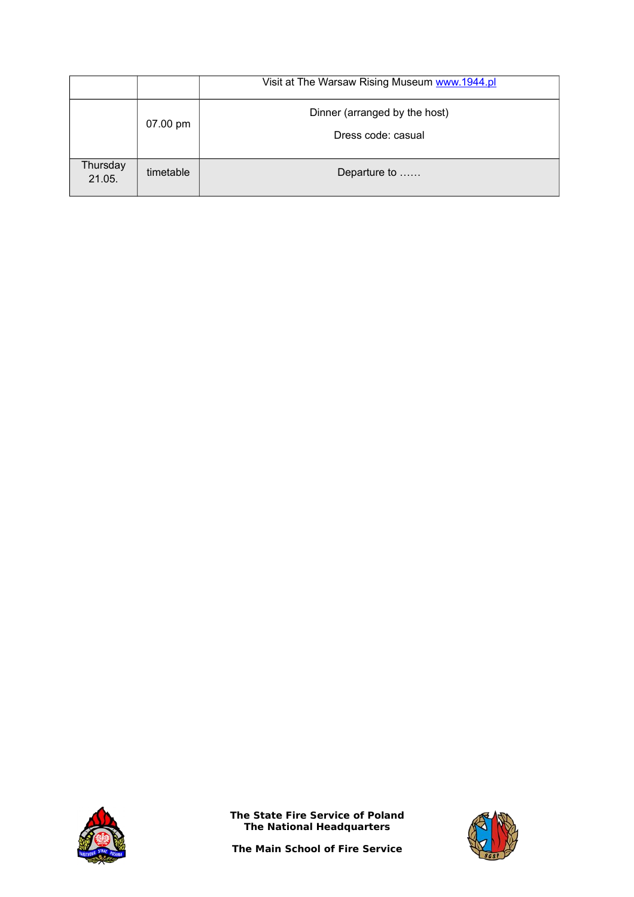| | | |
|---|---|---|
| | | Visit at The Warsaw Rising Museum www.1944.pl |
| | 07.00 pm | Dinner (arranged by the host)<br><br>Dress code: casual |
| Thursday 21.05. | timetable | Departure to …… |